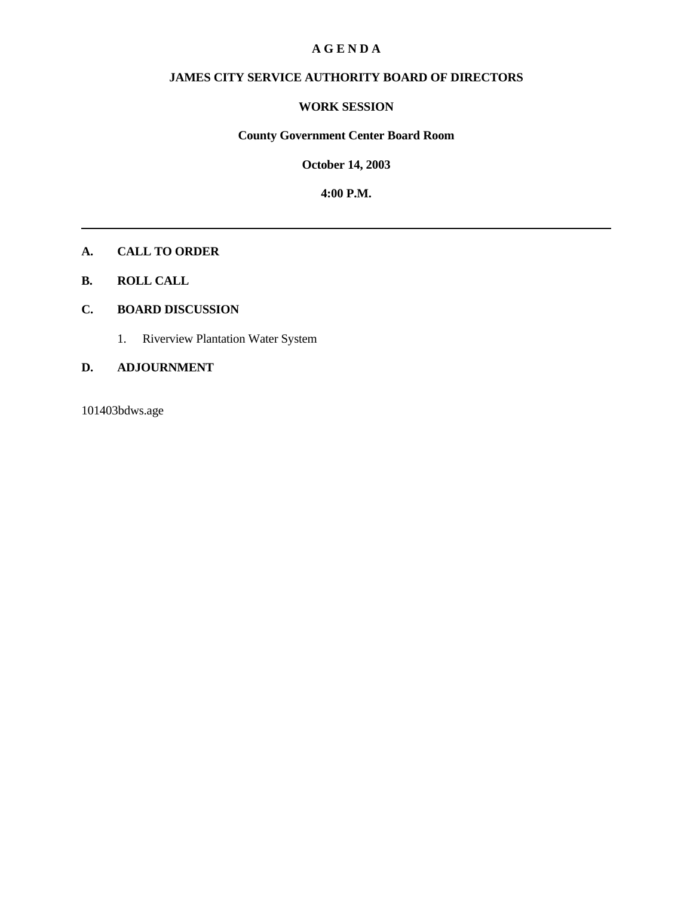# A G E N D A

## JAMES CITY SERVICE AUTHORITY BOARD OF DIRECTORS

## WORK SESSION

**County Government Center Board Room**

**October 14, 2003**

**4:00 P.M.**

---

**A. CALL TO ORDER**

**B. ROLL CALL**

**C. BOARD DISCUSSION**

1. Riverview Plantation Water System

**D. ADJOURNMENT**

101403bdws.age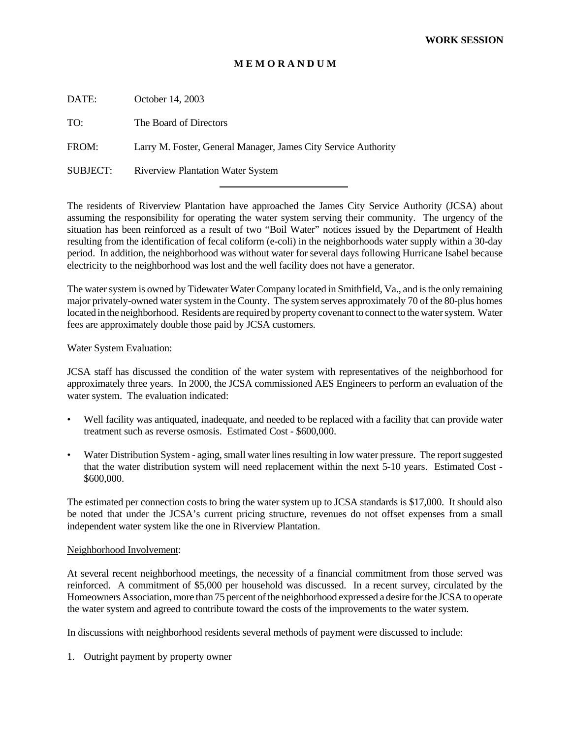**WORK SESSION**

**M E M O R A N D U M**

DATE: October 14, 2003

TO: The Board of Directors

FROM: Larry M. Foster, General Manager, James City Service Authority

SUBJECT: Riverview Plantation Water System

---

The residents of Riverview Plantation have approached the James City Service Authority (JCSA) about assuming the responsibility for operating the water system serving their community. The urgency of the situation has been reinforced as a result of two "Boil Water" notices issued by the Department of Health resulting from the identification of fecal coliform (e-coli) in the neighborhoods water supply within a 30-day period. In addition, the neighborhood was without water for several days following Hurricane Isabel because electricity to the neighborhood was lost and the well facility does not have a generator.

The water system is owned by Tidewater Water Company located in Smithfield, Va., and is the only remaining major privately-owned water system in the County. The system serves approximately 70 of the 80-plus homes located in the neighborhood. Residents are required by property covenant to connect to the water system. Water fees are approximately double those paid by JCSA customers.

Water System Evaluation:

JCSA staff has discussed the condition of the water system with representatives of the neighborhood for approximately three years. In 2000, the JCSA commissioned AES Engineers to perform an evaluation of the water system. The evaluation indicated:

- Well facility was antiquated, inadequate, and needed to be replaced with a facility that can provide water treatment such as reverse osmosis. Estimated Cost - $600,000.
- Water Distribution System - aging, small water lines resulting in low water pressure. The report suggested that the water distribution system will need replacement within the next 5-10 years. Estimated Cost - $600,000.

The estimated per connection costs to bring the water system up to JCSA standards is $17,000. It should also be noted that under the JCSA's current pricing structure, revenues do not offset expenses from a small independent water system like the one in Riverview Plantation.

Neighborhood Involvement:

At several recent neighborhood meetings, the necessity of a financial commitment from those served was reinforced. A commitment of $5,000 per household was discussed. In a recent survey, circulated by the Homeowners Association, more than 75 percent of the neighborhood expressed a desire for the JCSA to operate the water system and agreed to contribute toward the costs of the improvements to the water system.

In discussions with neighborhood residents several methods of payment were discussed to include:

1. Outright payment by property owner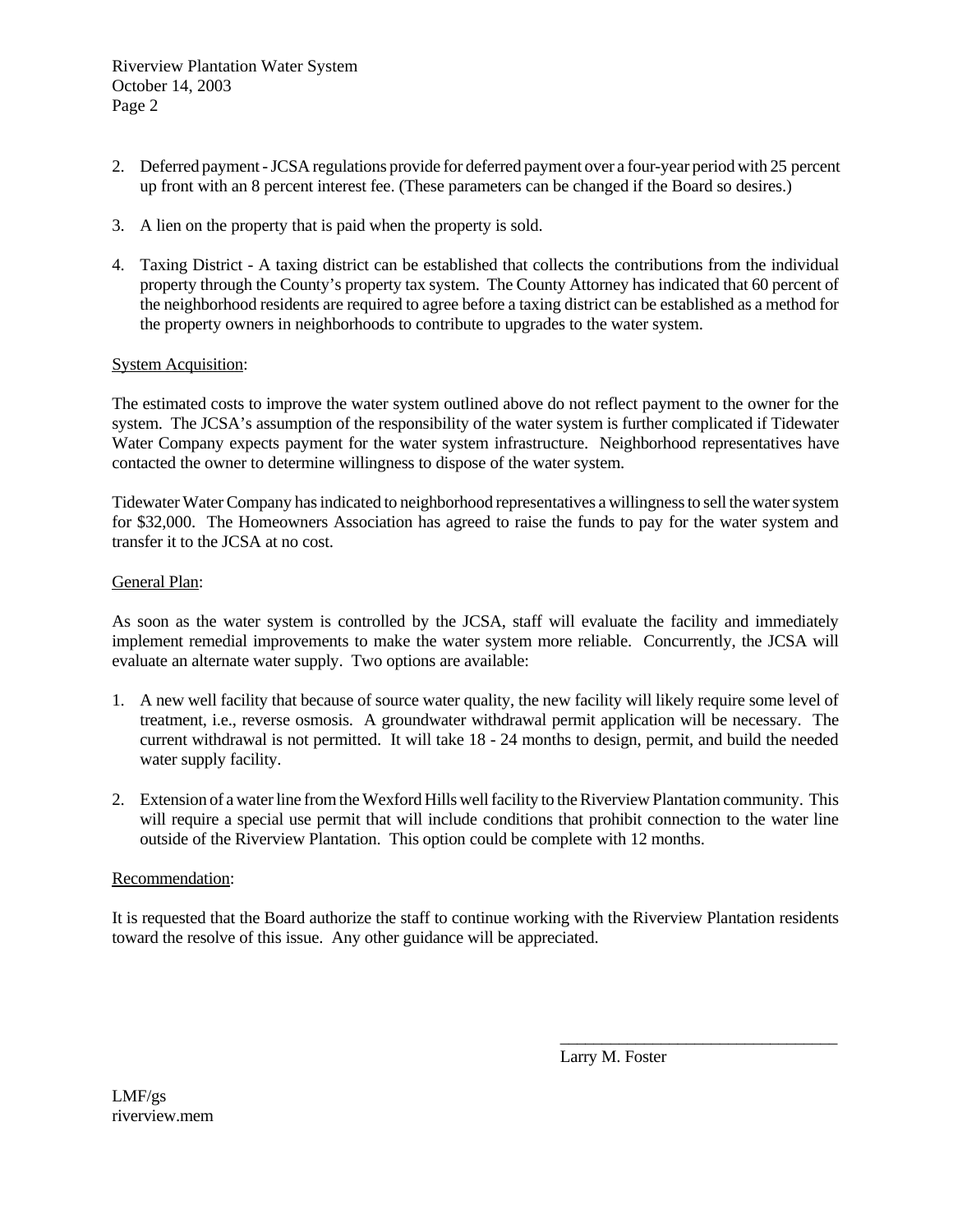2. Deferred payment - JCSA regulations provide for deferred payment over a four-year period with 25 percent up front with an 8 percent interest fee. (These parameters can be changed if the Board so desires.)

3. A lien on the property that is paid when the property is sold.

4. Taxing District - A taxing district can be established that collects the contributions from the individual property through the County's property tax system. The County Attorney has indicated that 60 percent of the neighborhood residents are required to agree before a taxing district can be established as a method for the property owners in neighborhoods to contribute to upgrades to the water system.

System Acquisition:

The estimated costs to improve the water system outlined above do not reflect payment to the owner for the system. The JCSA's assumption of the responsibility of the water system is further complicated if Tidewater Water Company expects payment for the water system infrastructure. Neighborhood representatives have contacted the owner to determine willingness to dispose of the water system.

Tidewater Water Company has indicated to neighborhood representatives a willingness to sell the water system for $32,000. The Homeowners Association has agreed to raise the funds to pay for the water system and transfer it to the JCSA at no cost.

General Plan:

As soon as the water system is controlled by the JCSA, staff will evaluate the facility and immediately implement remedial improvements to make the water system more reliable. Concurrently, the JCSA will evaluate an alternate water supply. Two options are available:

1. A new well facility that because of source water quality, the new facility will likely require some level of treatment, i.e., reverse osmosis. A groundwater withdrawal permit application will be necessary. The current withdrawal is not permitted. It will take 18 - 24 months to design, permit, and build the needed water supply facility.

2. Extension of a water line from the Wexford Hills well facility to the Riverview Plantation community. This will require a special use permit that will include conditions that prohibit connection to the water line outside of the Riverview Plantation. This option could be complete with 12 months.

Recommendation:

It is requested that the Board authorize the staff to continue working with the Riverview Plantation residents toward the resolve of this issue. Any other guidance will be appreciated.

\_\_\_\_\_\_\_\_\_\_\_\_\_\_\_\_\_\_\_\_\_\_\_\_\_\_\_\_\_\_\_\_\_\_

Larry M. Foster

LMF/gs
riverview.mem